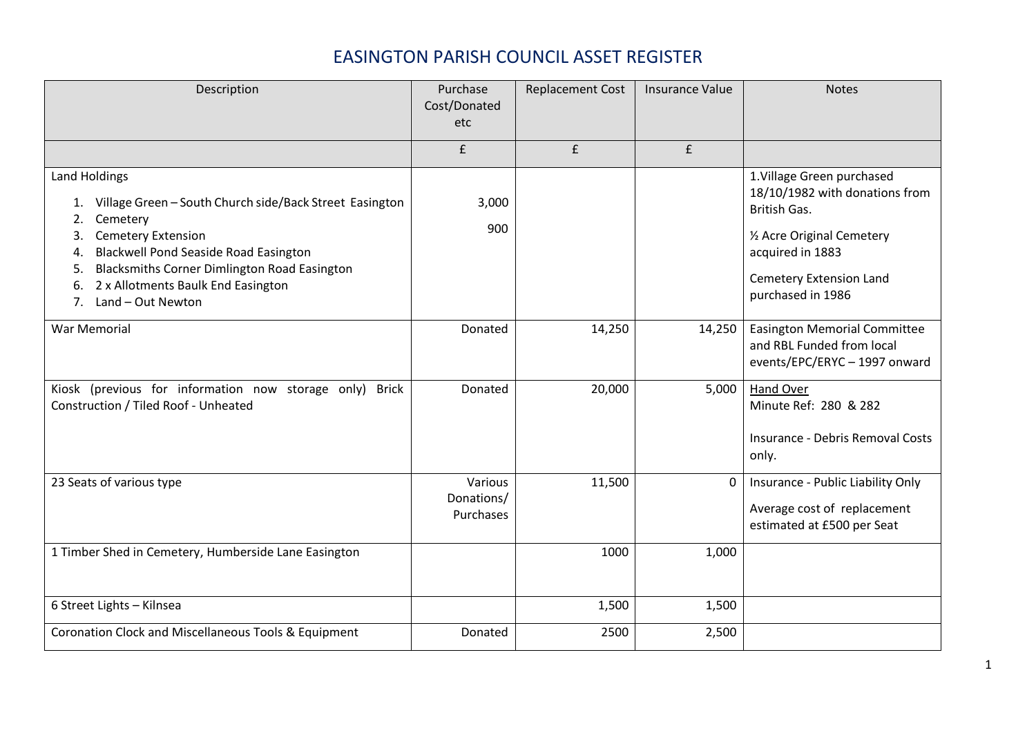# EASINGTON PARISH COUNCIL ASSET REGISTER

| Description | Purchase Cost/Donated etc | Replacement Cost | Insurance Value | Notes |
|---|---|---|---|---|
| | £ | £ | £ | |
| Land Holdings<br>1. Village Green – South Church side/Back Street Easington<br>2. Cemetery<br>3. Cemetery Extension<br>4. Blackwell Pond Seaside Road Easington<br>5. Blacksmiths Corner Dimlington Road Easington<br>6. 2 x Allotments Baulk End Easington<br>7. Land – Out Newton | 3,000<br>900 | | | 1.Village Green purchased 18/10/1982 with donations from British Gas.<br>½ Acre Original Cemetery acquired in 1883<br>Cemetery Extension Land purchased in 1986 |
| War Memorial | Donated | 14,250 | 14,250 | Easington Memorial Committee and RBL Funded from local events/EPC/ERYC – 1997 onward |
| Kiosk (previous for information now storage only) Brick Construction / Tiled Roof - Unheated | Donated | 20,000 | 5,000 | Hand Over<br>Minute Ref: 280 & 282<br>Insurance - Debris Removal Costs only. |
| 23 Seats of various type | Various Donations/ Purchases | 11,500 | 0 | Insurance - Public Liability Only<br>Average cost of replacement estimated at £500 per Seat |
| 1 Timber Shed in Cemetery, Humberside Lane Easington | | 1000 | 1,000 | |
| 6 Street Lights – Kilnsea | | 1,500 | 1,500 | |
| Coronation Clock and Miscellaneous Tools & Equipment | Donated | 2500 | 2,500 | |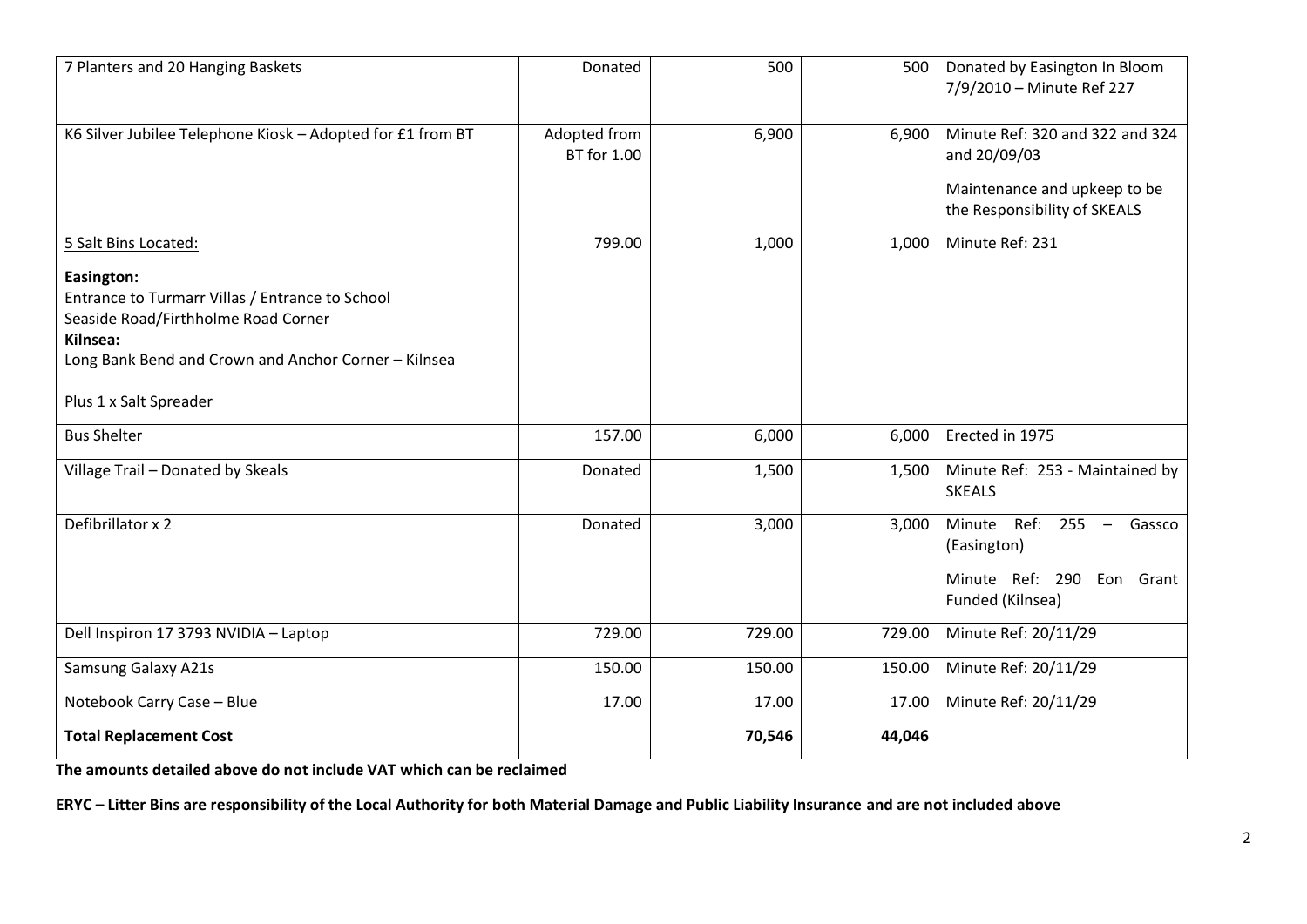| 7 Planters and 20 Hanging Baskets | Donated | 500 | 500 | Donated by Easington In Bloom 7/9/2010 – Minute Ref 227 |
|---|---|---|---|---|
| K6 Silver Jubilee Telephone Kiosk – Adopted for £1 from BT | Adopted from BT for 1.00 | 6,900 | 6,900 | Minute Ref: 320 and 322 and 324 and 20/09/03<br><br>Maintenance and upkeep to be the Responsibility of SKEALS |
| 5 Salt Bins Located:<br><br>**Easington:**<br>Entrance to Turmarr Villas / Entrance to School<br>Seaside Road/Firthholme Road Corner<br>**Kilnsea:**<br>Long Bank Bend and Crown and Anchor Corner – Kilnsea<br><br>Plus 1 x Salt Spreader | 799.00 | 1,000 | 1,000 | Minute Ref: 231 |
| Bus Shelter | 157.00 | 6,000 | 6,000 | Erected in 1975 |
| Village Trail – Donated by Skeals | Donated | 1,500 | 1,500 | Minute Ref: 253 - Maintained by SKEALS |
| Defibrillator x 2 | Donated | 3,000 | 3,000 | Minute Ref: 255 – Gassco (Easington)<br><br>Minute Ref: 290 Eon Grant Funded (Kilnsea) |
| Dell Inspiron 17 3793 NVIDIA – Laptop | 729.00 | 729.00 | 729.00 | Minute Ref: 20/11/29 |
| Samsung Galaxy A21s | 150.00 | 150.00 | 150.00 | Minute Ref: 20/11/29 |
| Notebook Carry Case – Blue | 17.00 | 17.00 | 17.00 | Minute Ref: 20/11/29 |
| **Total Replacement Cost** | | **70,546** | **44,046** | |

**The amounts detailed above do not include VAT which can be reclaimed**

**ERYC – Litter Bins are responsibility of the Local Authority for both Material Damage and Public Liability Insurance and are not included above**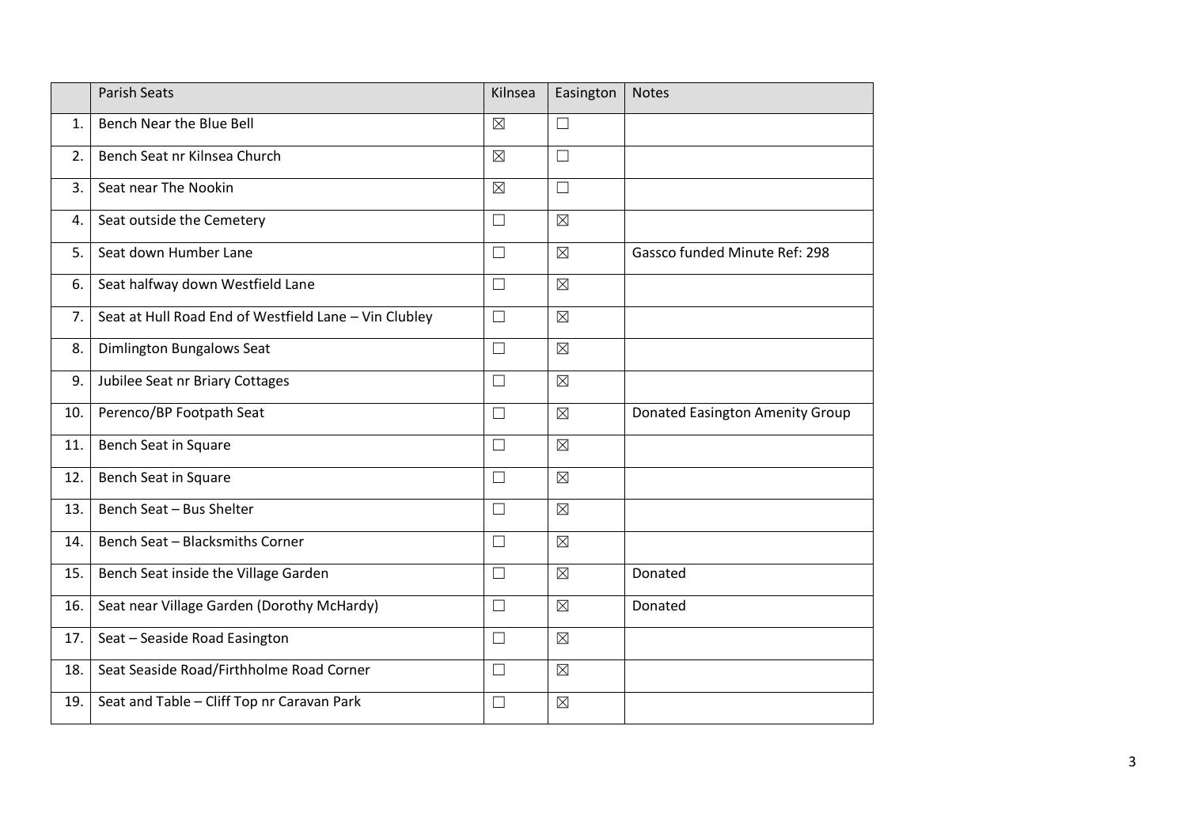| | Parish Seats | Kilnsea | Easington | Notes |
|---|---|---|---|---|
| 1. | Bench Near the Blue Bell | ☒ | ☐ | |
| 2. | Bench Seat nr Kilnsea Church | ☒ | ☐ | |
| 3. | Seat near The Nookin | ☒ | ☐ | |
| 4. | Seat outside the Cemetery | ☐ | ☒ | |
| 5. | Seat down Humber Lane | ☐ | ☒ | Gassco funded Minute Ref: 298 |
| 6. | Seat halfway down Westfield Lane | ☐ | ☒ | |
| 7. | Seat at Hull Road End of Westfield Lane – Vin Clubley | ☐ | ☒ | |
| 8. | Dimlington Bungalows Seat | ☐ | ☒ | |
| 9. | Jubilee Seat nr Briary Cottages | ☐ | ☒ | |
| 10. | Perenco/BP Footpath Seat | ☐ | ☒ | Donated Easington Amenity Group |
| 11. | Bench Seat in Square | ☐ | ☒ | |
| 12. | Bench Seat in Square | ☐ | ☒ | |
| 13. | Bench Seat – Bus Shelter | ☐ | ☒ | |
| 14. | Bench Seat – Blacksmiths Corner | ☐ | ☒ | |
| 15. | Bench Seat inside the Village Garden | ☐ | ☒ | Donated |
| 16. | Seat near Village Garden (Dorothy McHardy) | ☐ | ☒ | Donated |
| 17. | Seat – Seaside Road Easington | ☐ | ☒ | |
| 18. | Seat Seaside Road/Firthholme Road Corner | ☐ | ☒ | |
| 19. | Seat and Table – Cliff Top nr Caravan Park | ☐ | ☒ | |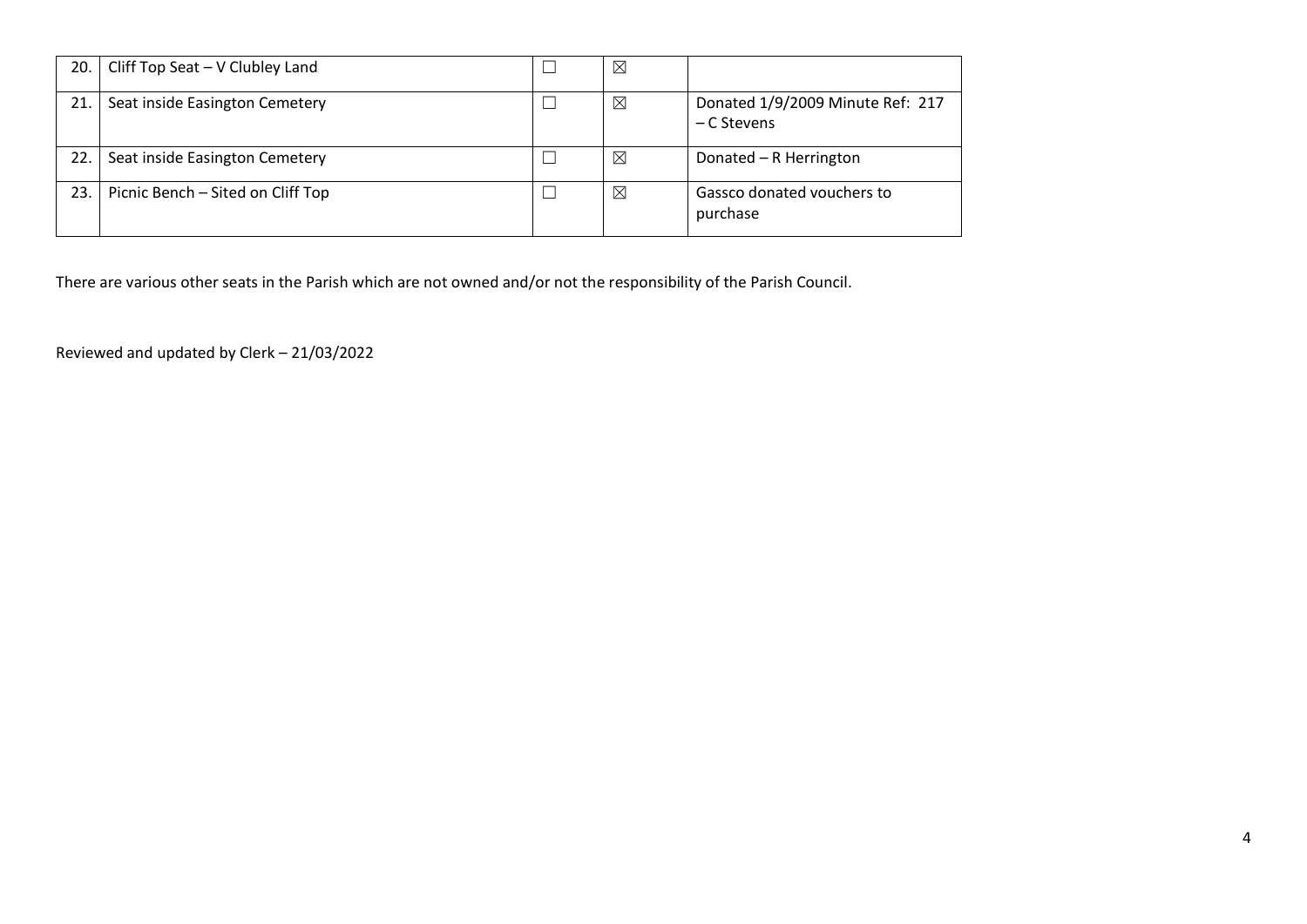| | | | | |
|---|---|---|---|---|
| 20. | Cliff Top Seat – V Clubley Land | ☐ | ☒ | |
| 21. | Seat inside Easington Cemetery | ☐ | ☒ | Donated 1/9/2009 Minute Ref: 217 – C Stevens |
| 22. | Seat inside Easington Cemetery | ☐ | ☒ | Donated – R Herrington |
| 23. | Picnic Bench – Sited on Cliff Top | ☐ | ☒ | Gassco donated vouchers to purchase |

There are various other seats in the Parish which are not owned and/or not the responsibility of the Parish Council.

Reviewed and updated by Clerk – 21/03/2022